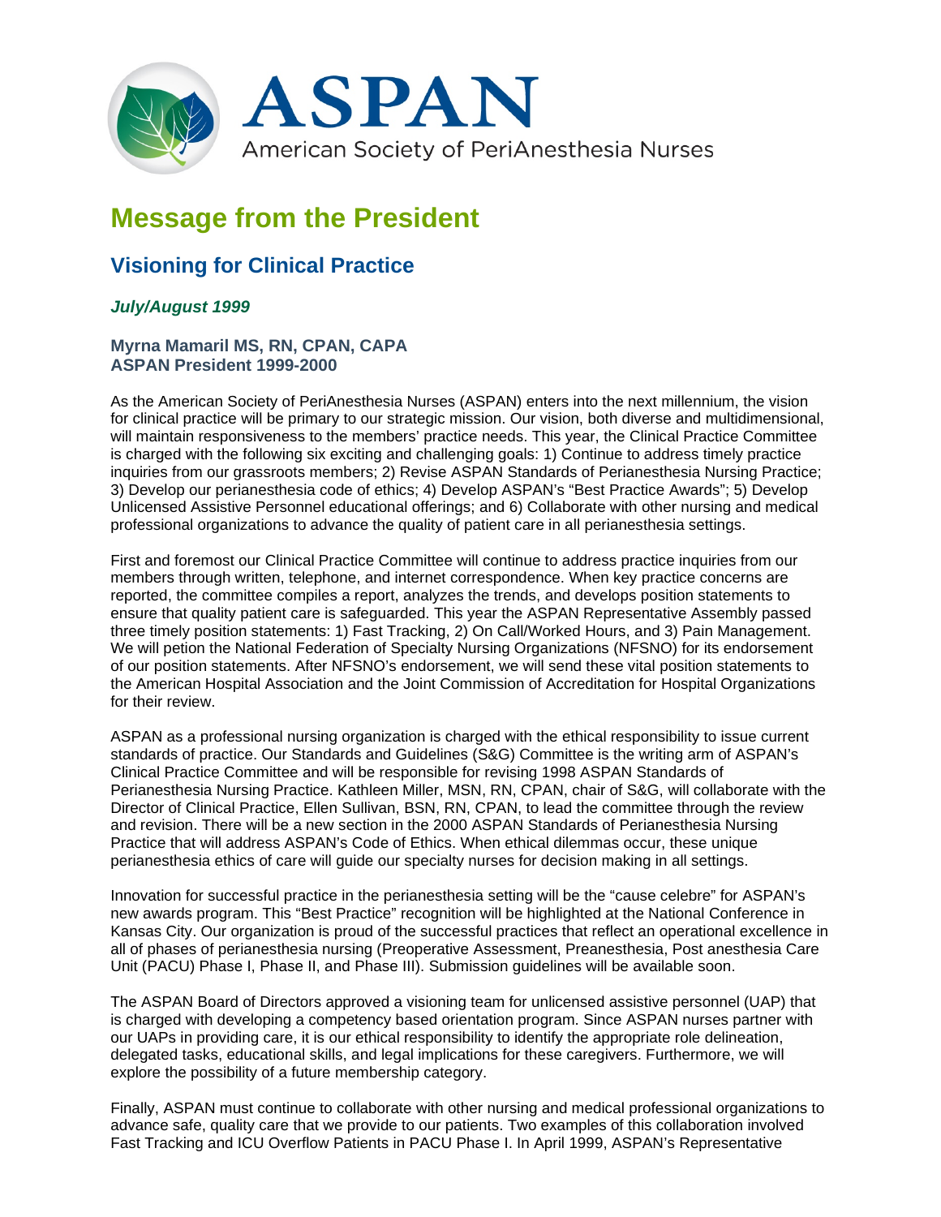# ASPAN

American Society of PeriAnesthesia Nurses

## Message from the President

### Visioning for Clinical Practice

***July/August 1999***

**Myrna Mamaril MS, RN, CPAN, CAPA**
**ASPAN President 1999-2000**

As the American Society of PeriAnesthesia Nurses (ASPAN) enters into the next millennium, the vision for clinical practice will be primary to our strategic mission. Our vision, both diverse and multidimensional, will maintain responsiveness to the members' practice needs. This year, the Clinical Practice Committee is charged with the following six exciting and challenging goals: 1) Continue to address timely practice inquiries from our grassroots members; 2) Revise ASPAN Standards of Perianesthesia Nursing Practice; 3) Develop our perianesthesia code of ethics; 4) Develop ASPAN's "Best Practice Awards"; 5) Develop Unlicensed Assistive Personnel educational offerings; and 6) Collaborate with other nursing and medical professional organizations to advance the quality of patient care in all perianesthesia settings.

First and foremost our Clinical Practice Committee will continue to address practice inquiries from our members through written, telephone, and internet correspondence. When key practice concerns are reported, the committee compiles a report, analyzes the trends, and develops position statements to ensure that quality patient care is safeguarded. This year the ASPAN Representative Assembly passed three timely position statements: 1) Fast Tracking, 2) On Call/Worked Hours, and 3) Pain Management. We will petion the National Federation of Specialty Nursing Organizations (NFSNO) for its endorsement of our position statements. After NFSNO's endorsement, we will send these vital position statements to the American Hospital Association and the Joint Commission of Accreditation for Hospital Organizations for their review.

ASPAN as a professional nursing organization is charged with the ethical responsibility to issue current standards of practice. Our Standards and Guidelines (S&G) Committee is the writing arm of ASPAN's Clinical Practice Committee and will be responsible for revising 1998 ASPAN Standards of Perianesthesia Nursing Practice. Kathleen Miller, MSN, RN, CPAN, chair of S&G, will collaborate with the Director of Clinical Practice, Ellen Sullivan, BSN, RN, CPAN, to lead the committee through the review and revision. There will be a new section in the 2000 ASPAN Standards of Perianesthesia Nursing Practice that will address ASPAN's Code of Ethics. When ethical dilemmas occur, these unique perianesthesia ethics of care will guide our specialty nurses for decision making in all settings.

Innovation for successful practice in the perianesthesia setting will be the "cause celebre" for ASPAN's new awards program. This "Best Practice" recognition will be highlighted at the National Conference in Kansas City. Our organization is proud of the successful practices that reflect an operational excellence in all of phases of perianesthesia nursing (Preoperative Assessment, Preanesthesia, Post anesthesia Care Unit (PACU) Phase I, Phase II, and Phase III). Submission guidelines will be available soon.

The ASPAN Board of Directors approved a visioning team for unlicensed assistive personnel (UAP) that is charged with developing a competency based orientation program. Since ASPAN nurses partner with our UAPs in providing care, it is our ethical responsibility to identify the appropriate role delineation, delegated tasks, educational skills, and legal implications for these caregivers. Furthermore, we will explore the possibility of a future membership category.

Finally, ASPAN must continue to collaborate with other nursing and medical professional organizations to advance safe, quality care that we provide to our patients. Two examples of this collaboration involved Fast Tracking and ICU Overflow Patients in PACU Phase I. In April 1999, ASPAN's Representative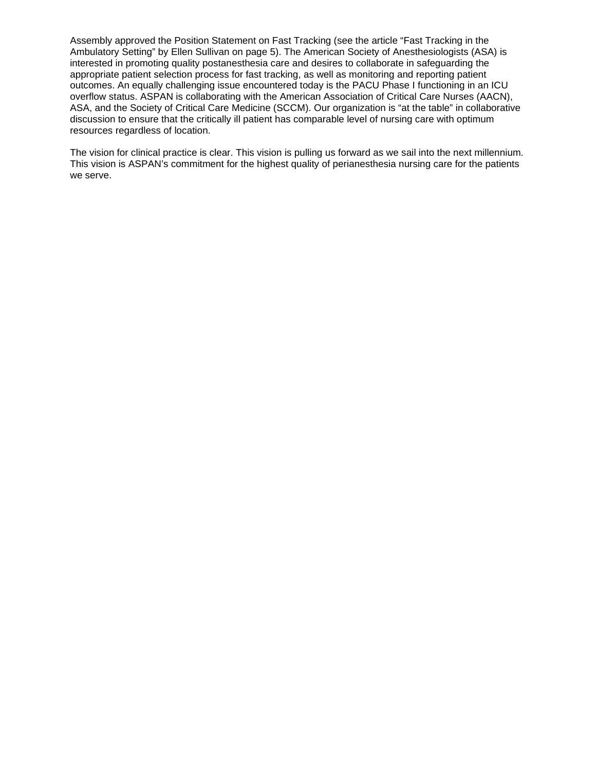Assembly approved the Position Statement on Fast Tracking (see the article "Fast Tracking in the Ambulatory Setting" by Ellen Sullivan on page 5). The American Society of Anesthesiologists (ASA) is interested in promoting quality postanesthesia care and desires to collaborate in safeguarding the appropriate patient selection process for fast tracking, as well as monitoring and reporting patient outcomes. An equally challenging issue encountered today is the PACU Phase I functioning in an ICU overflow status. ASPAN is collaborating with the American Association of Critical Care Nurses (AACN), ASA, and the Society of Critical Care Medicine (SCCM). Our organization is "at the table" in collaborative discussion to ensure that the critically ill patient has comparable level of nursing care with optimum resources regardless of location.

The vision for clinical practice is clear. This vision is pulling us forward as we sail into the next millennium. This vision is ASPAN's commitment for the highest quality of perianesthesia nursing care for the patients we serve.